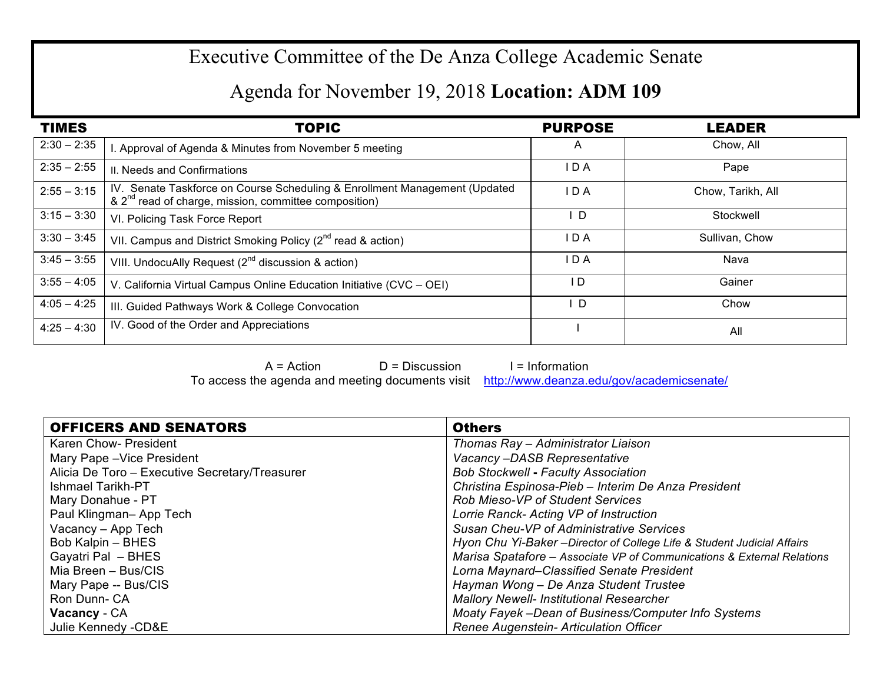# Executive Committee of the De Anza College Academic Senate

## Agenda for November 19, 2018 **Location: ADM 109**

| TIMES | TOPIC | PURPOSE | LEADER |
|---|---|---|---|
| 2:30 – 2:35 | I. Approval of Agenda & Minutes from November 5 meeting | A | Chow, All |
| 2:35 – 2:55 | II. Needs and Confirmations | I D A | Pape |
| 2:55 – 3:15 | IV. Senate Taskforce on Course Scheduling & Enrollment Management (Updated & 2nd read of charge, mission, committee composition) | I D A | Chow, Tarikh, All |
| 3:15 – 3:30 | VI. Policing Task Force Report | I D | Stockwell |
| 3:30 – 3:45 | VII. Campus and District Smoking Policy (2nd read & action) | I D A | Sullivan, Chow |
| 3:45 – 3:55 | VIII. UndocuAlly Request (2nd discussion & action) | I D A | Nava |
| 3:55 – 4:05 | V. California Virtual Campus Online Education Initiative (CVC – OEI) | I D | Gainer |
| 4:05 – 4:25 | III. Guided Pathways Work & College Convocation | I D | Chow |
| 4:25 – 4:30 | IV. Good of the Order and Appreciations | I | All |

A = Action D = Discussion I = Information

To access the agenda and meeting documents visit http://www.deanza.edu/gov/academicsenate/

| OFFICERS AND SENATORS | Others |
|---|---|
| Karen Chow- President | *Thomas Ray – Administrator Liaison* |
| Mary Pape –Vice President | *Vacancy –DASB Representative* |
| Alicia De Toro – Executive Secretary/Treasurer | *Bob Stockwell - Faculty Association* |
| Ishmael Tarikh-PT | *Christina Espinosa-Pieb – Interim De Anza President* |
| Mary Donahue - PT | *Rob Mieso-VP of Student Services* |
| Paul Klingman– App Tech | *Lorrie Ranck- Acting VP of Instruction* |
| Vacancy – App Tech | *Susan Cheu-VP of Administrative Services* |
| Bob Kalpin – BHES | *Hyon Chu Yi-Baker –Director of College Life & Student Judicial Affairs* |
| Gayatri Pal – BHES | *Marisa Spatafore – Associate VP of Communications & External Relations* |
| Mia Breen – Bus/CIS | *Lorna Maynard–Classified Senate President* |
| Mary Pape -- Bus/CIS | *Hayman Wong – De Anza Student Trustee* |
| Ron Dunn- CA | *Mallory Newell- Institutional Researcher* |
| **Vacancy** - CA | *Moaty Fayek –Dean of Business/Computer Info Systems* |
| Julie Kennedy -CD&E | *Renee Augenstein- Articulation Officer* |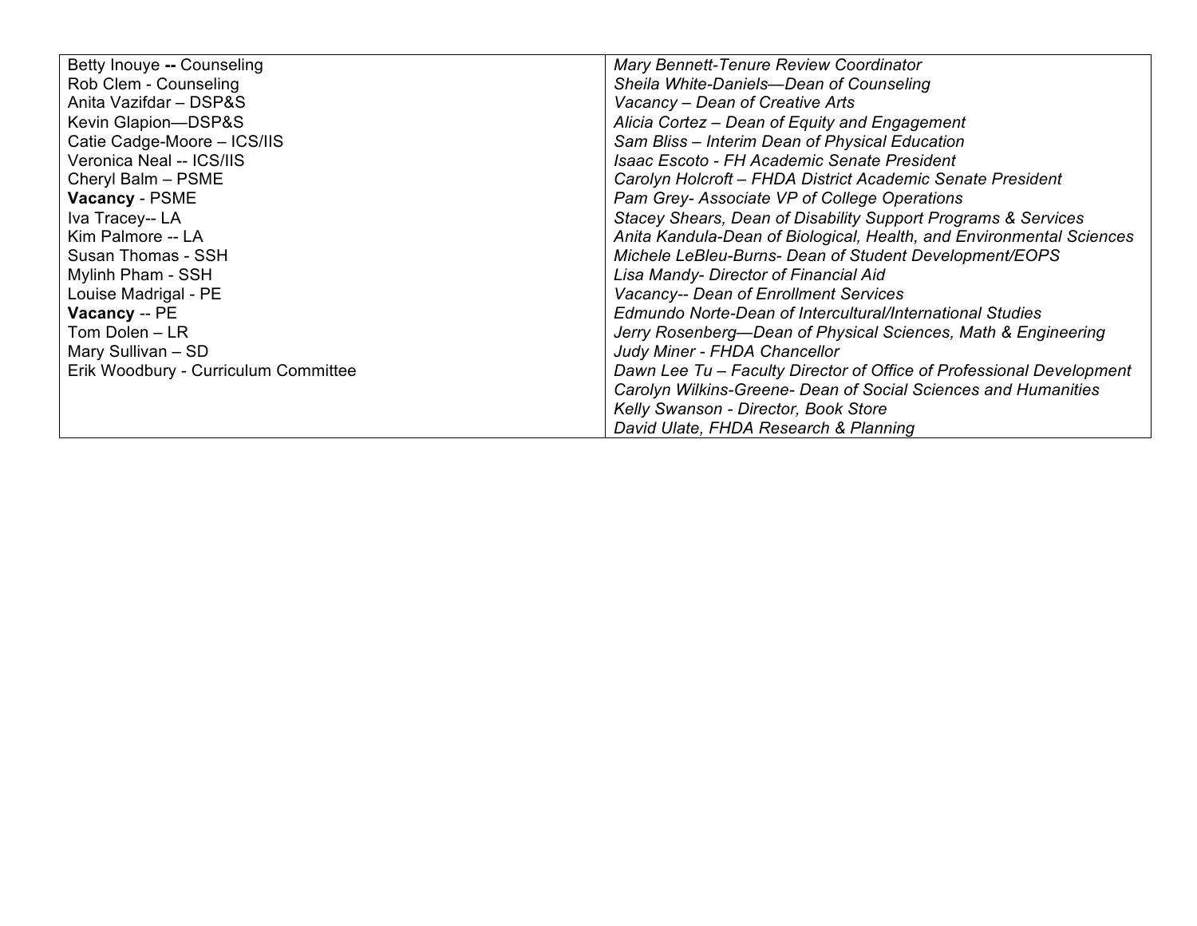| | |
|---|---|
| Betty Inouye **--** Counseling | *Mary Bennett-Tenure Review Coordinator* |
| Rob Clem - Counseling | *Sheila White-Daniels—Dean of Counseling* |
| Anita Vazifdar – DSP&S | *Vacancy – Dean of Creative Arts* |
| Kevin Glapion—DSP&S | *Alicia Cortez – Dean of Equity and Engagement* |
| Catie Cadge-Moore – ICS/IIS | *Sam Bliss – Interim Dean of Physical Education* |
| Veronica Neal -- ICS/IIS | *Isaac Escoto - FH Academic Senate President* |
| Cheryl Balm – PSME | *Carolyn Holcroft – FHDA District Academic Senate President* |
| **Vacancy** - PSME | *Pam Grey- Associate VP of College Operations* |
| Iva Tracey-- LA | *Stacey Shears, Dean of Disability Support Programs & Services* |
| Kim Palmore -- LA | *Anita Kandula-Dean of Biological, Health, and Environmental Sciences* |
| Susan Thomas - SSH | *Michele LeBleu-Burns- Dean of Student Development/EOPS* |
| Mylinh Pham - SSH | *Lisa Mandy- Director of Financial Aid* |
| Louise Madrigal - PE | *Vacancy-- Dean of Enrollment Services* |
| **Vacancy** -- PE | *Edmundo Norte-Dean of Intercultural/International Studies* |
| Tom Dolen – LR | *Jerry Rosenberg—Dean of Physical Sciences, Math & Engineering* |
| Mary Sullivan – SD | *Judy Miner - FHDA Chancellor* |
| Erik Woodbury - Curriculum Committee | *Dawn Lee Tu – Faculty Director of Office of Professional Development* |
| | *Carolyn Wilkins-Greene- Dean of Social Sciences and Humanities* |
| | *Kelly Swanson - Director, Book Store* |
| | *David Ulate, FHDA Research & Planning* |